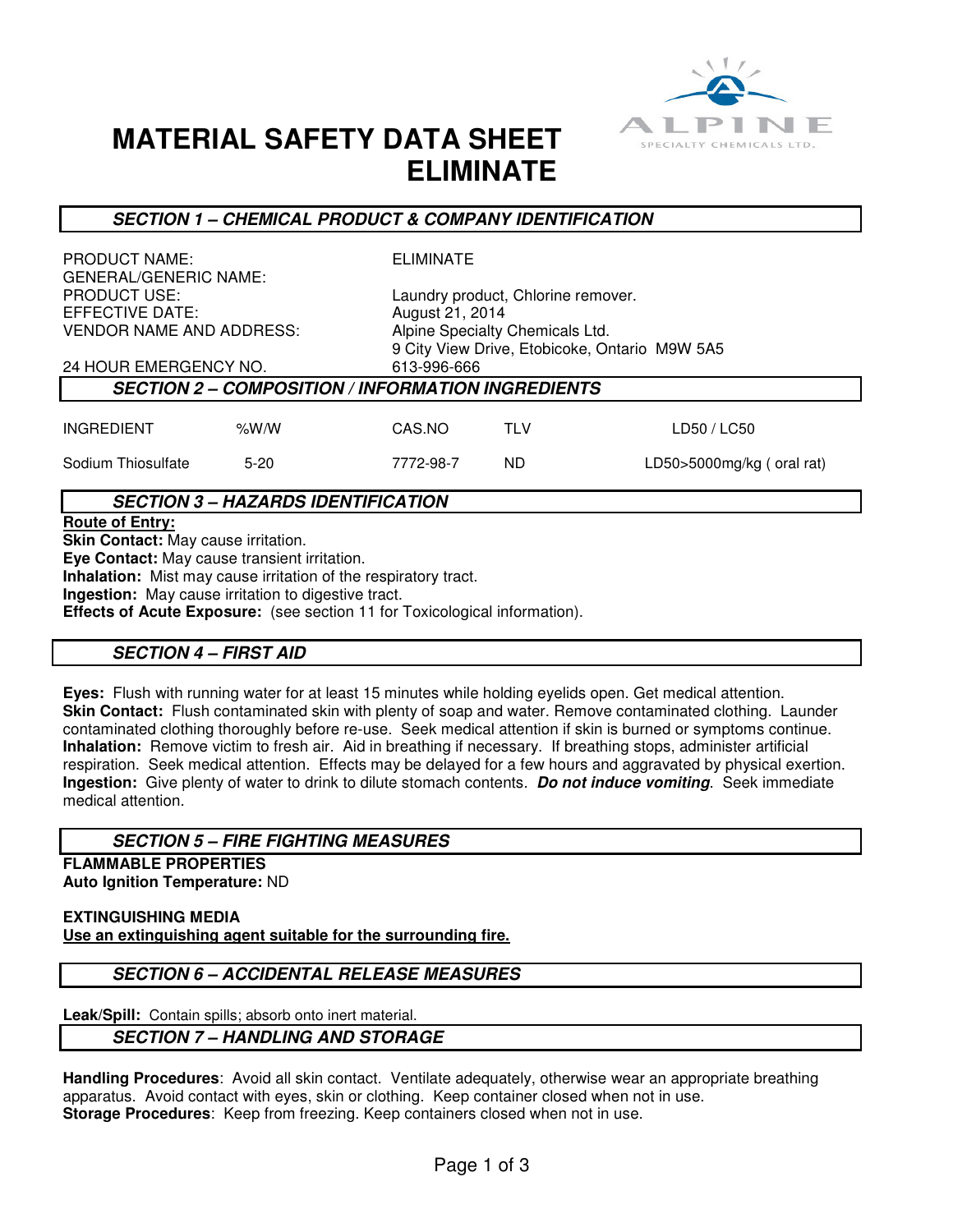# MATERIAL SAFETY DATA SHEET
# ELIMINATE

ALPINE SPECIALTY CHEMICALS LTD.

## SECTION 1 – CHEMICAL PRODUCT & COMPANY IDENTIFICATION

| | |
|---|---|
| PRODUCT NAME: | ELIMINATE |
| GENERAL/GENERIC NAME: | |
| PRODUCT USE: | Laundry product, Chlorine remover. |
| EFFECTIVE DATE: | August 21, 2014 |
| VENDOR NAME AND ADDRESS: | Alpine Specialty Chemicals Ltd. 9 City View Drive, Etobicoke, Ontario M9W 5A5 |
| 24 HOUR EMERGENCY NO. | 613-996-666 |

## SECTION 2 – COMPOSITION / INFORMATION INGREDIENTS

| INGREDIENT | %W/W | CAS.NO | TLV | LD50 / LC50 |
|---|---|---|---|---|
| Sodium Thiosulfate | 5-20 | 7772-98-7 | ND | LD50>5000mg/kg ( oral rat) |

## SECTION 3 – HAZARDS IDENTIFICATION

**Route of Entry:**

**Skin Contact:** May cause irritation.
**Eye Contact:** May cause transient irritation.
**Inhalation:** Mist may cause irritation of the respiratory tract.
**Ingestion:** May cause irritation to digestive tract.
**Effects of Acute Exposure:** (see section 11 for Toxicological information).

## SECTION 4 – FIRST AID

**Eyes:** Flush with running water for at least 15 minutes while holding eyelids open. Get medical attention.
**Skin Contact:** Flush contaminated skin with plenty of soap and water. Remove contaminated clothing. Launder contaminated clothing thoroughly before re-use. Seek medical attention if skin is burned or symptoms continue.
**Inhalation:** Remove victim to fresh air. Aid in breathing if necessary. If breathing stops, administer artificial respiration. Seek medical attention. Effects may be delayed for a few hours and aggravated by physical exertion.
**Ingestion:** Give plenty of water to drink to dilute stomach contents. ***Do not induce vomiting***. Seek immediate medical attention.

## SECTION 5 – FIRE FIGHTING MEASURES

**FLAMMABLE PROPERTIES**
**Auto Ignition Temperature:** ND

**EXTINGUISHING MEDIA**
**Use an extinguishing agent suitable for the surrounding fire.**

## SECTION 6 – ACCIDENTAL RELEASE MEASURES

**Leak/Spill:** Contain spills; absorb onto inert material.

## SECTION 7 – HANDLING AND STORAGE

**Handling Procedures**: Avoid all skin contact. Ventilate adequately, otherwise wear an appropriate breathing apparatus. Avoid contact with eyes, skin or clothing. Keep container closed when not in use.
**Storage Procedures**: Keep from freezing. Keep containers closed when not in use.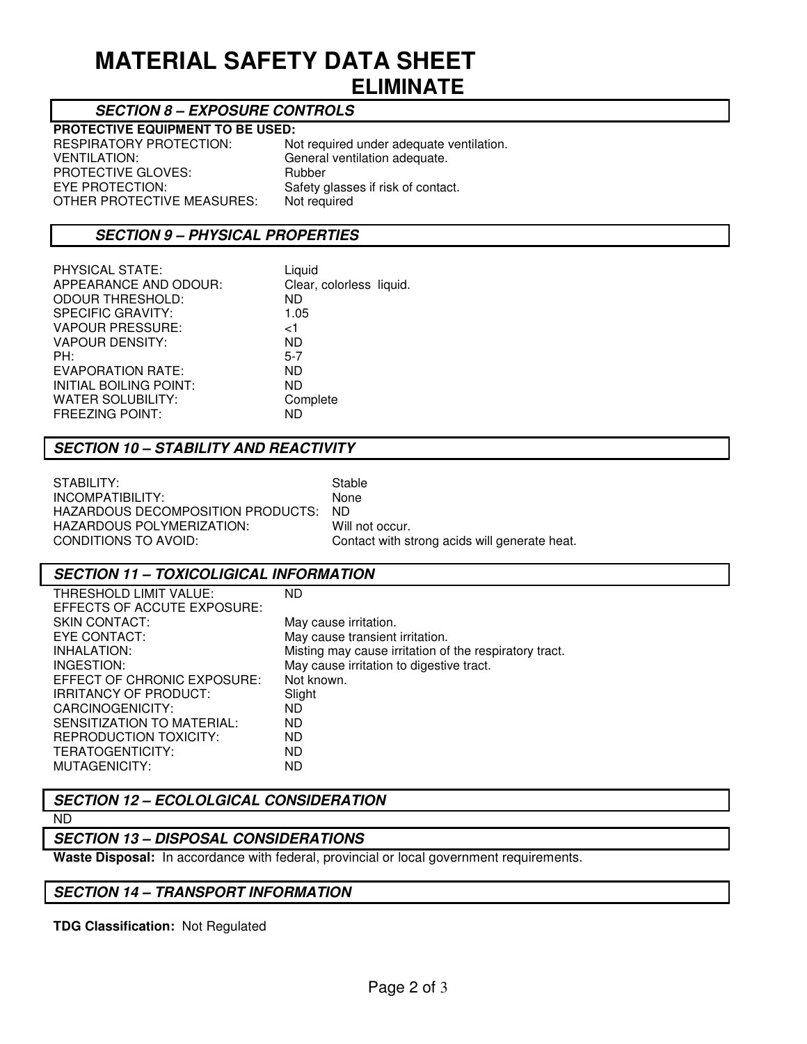# MATERIAL SAFETY DATA SHEET

## ELIMINATE

### *SECTION 8 – EXPOSURE CONTROLS*

**PROTECTIVE EQUIPMENT TO BE USED:**

| | |
|---|---|
| RESPIRATORY PROTECTION: | Not required under adequate ventilation. |
| VENTILATION: | General ventilation adequate. |
| PROTECTIVE GLOVES: | Rubber |
| EYE PROTECTION: | Safety glasses if risk of contact. |
| OTHER PROTECTIVE MEASURES: | Not required |

### *SECTION 9 – PHYSICAL PROPERTIES*

| | |
|---|---|
| PHYSICAL STATE: | Liquid |
| APPEARANCE AND ODOUR: | Clear, colorless liquid. |
| ODOUR THRESHOLD: | ND |
| SPECIFIC GRAVITY: | 1.05 |
| VAPOUR PRESSURE: | <1 |
| VAPOUR DENSITY: | ND |
| PH: | 5-7 |
| EVAPORATION RATE: | ND |
| INITIAL BOILING POINT: | ND |
| WATER SOLUBILITY: | Complete |
| FREEZING POINT: | ND |

### *SECTION 10 – STABILITY AND REACTIVITY*

| | |
|---|---|
| STABILITY: | Stable |
| INCOMPATIBILITY: | None |
| HAZARDOUS DECOMPOSITION PRODUCTS: | ND |
| HAZARDOUS POLYMERIZATION: | Will not occur. |
| CONDITIONS TO AVOID: | Contact with strong acids will generate heat. |

### *SECTION 11 – TOXICOLIGICAL INFORMATION*

| | |
|---|---|
| THRESHOLD LIMIT VALUE: | ND |
| EFFECTS OF ACCUTE EXPOSURE: | |
| SKIN CONTACT: | May cause irritation. |
| EYE CONTACT: | May cause transient irritation. |
| INHALATION: | Misting may cause irritation of the respiratory tract. |
| INGESTION: | May cause irritation to digestive tract. |
| EFFECT OF CHRONIC EXPOSURE: | Not known. |
| IRRITANCY OF PRODUCT: | Slight |
| CARCINOGENICITY: | ND |
| SENSITIZATION TO MATERIAL: | ND |
| REPRODUCTION TOXICITY: | ND |
| TERATOGENTICITY: | ND |
| MUTAGENICITY: | ND |

### *SECTION 12 – ECOLOLGICAL CONSIDERATION*

ND

### *SECTION 13 – DISPOSAL CONSIDERATIONS*

**Waste Disposal:** In accordance with federal, provincial or local government requirements.

### *SECTION 14 – TRANSPORT INFORMATION*

**TDG Classification:** Not Regulated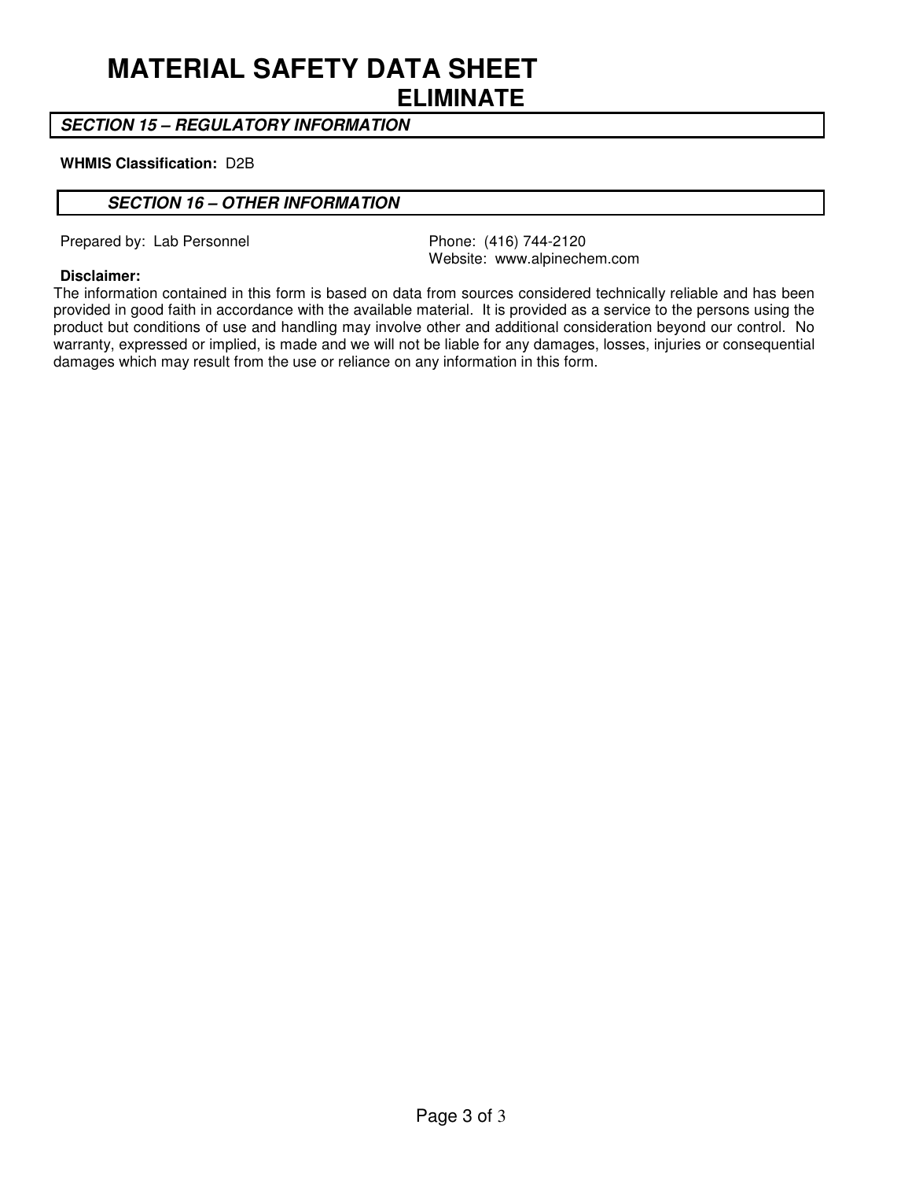# MATERIAL SAFETY DATA SHEET
## ELIMINATE

### *SECTION 15 – REGULATORY INFORMATION*

**WHMIS Classification:** D2B

### *SECTION 16 – OTHER INFORMATION*

Prepared by: Lab Personnel

Phone: (416) 744-2120
Website: www.alpinechem.com

**Disclaimer:**
The information contained in this form is based on data from sources considered technically reliable and has been provided in good faith in accordance with the available material. It is provided as a service to the persons using the product but conditions of use and handling may involve other and additional consideration beyond our control. No warranty, expressed or implied, is made and we will not be liable for any damages, losses, injuries or consequential damages which may result from the use or reliance on any information in this form.